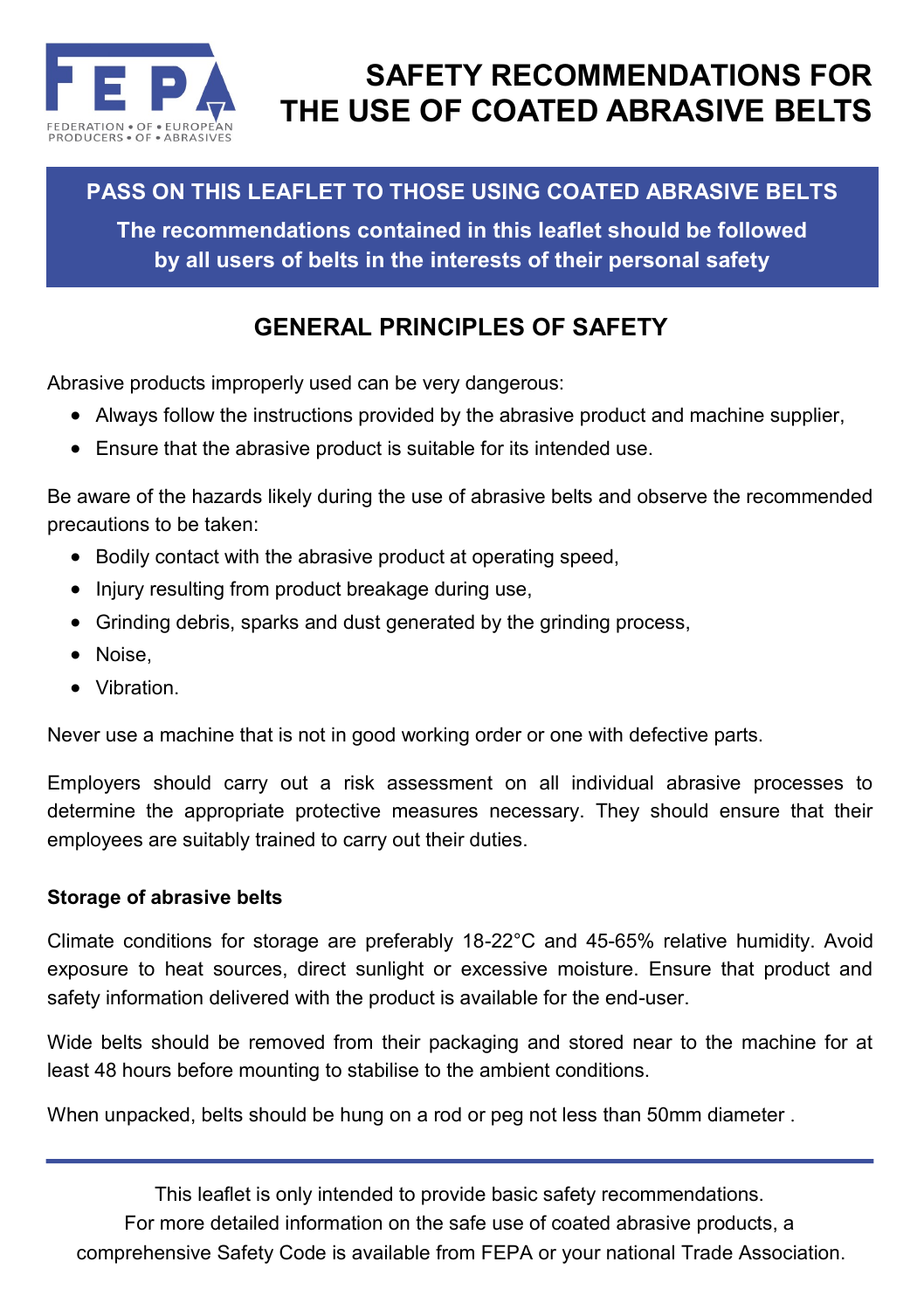FEDERATION • OF • EUROPEAN PRODUCERS • OF • ABRASIVES

# SAFETY RECOMMENDATIONS FOR THE USE OF COATED ABRASIVE BELTS

**PASS ON THIS LEAFLET TO THOSE USING COATED ABRASIVE BELTS**

**The recommendations contained in this leaflet should be followed by all users of belts in the interests of their personal safety**

## GENERAL PRINCIPLES OF SAFETY

Abrasive products improperly used can be very dangerous:

- Always follow the instructions provided by the abrasive product and machine supplier,
- Ensure that the abrasive product is suitable for its intended use.

Be aware of the hazards likely during the use of abrasive belts and observe the recommended precautions to be taken:

- Bodily contact with the abrasive product at operating speed,
- Injury resulting from product breakage during use,
- Grinding debris, sparks and dust generated by the grinding process,
- Noise,
- Vibration.

Never use a machine that is not in good working order or one with defective parts.

Employers should carry out a risk assessment on all individual abrasive processes to determine the appropriate protective measures necessary. They should ensure that their employees are suitably trained to carry out their duties.

### Storage of abrasive belts

Climate conditions for storage are preferably 18-22°C and 45-65% relative humidity. Avoid exposure to heat sources, direct sunlight or excessive moisture. Ensure that product and safety information delivered with the product is available for the end-user.

Wide belts should be removed from their packaging and stored near to the machine for at least 48 hours before mounting to stabilise to the ambient conditions.

When unpacked, belts should be hung on a rod or peg not less than 50mm diameter .

---

This leaflet is only intended to provide basic safety recommendations.
For more detailed information on the safe use of coated abrasive products, a comprehensive Safety Code is available from FEPA or your national Trade Association.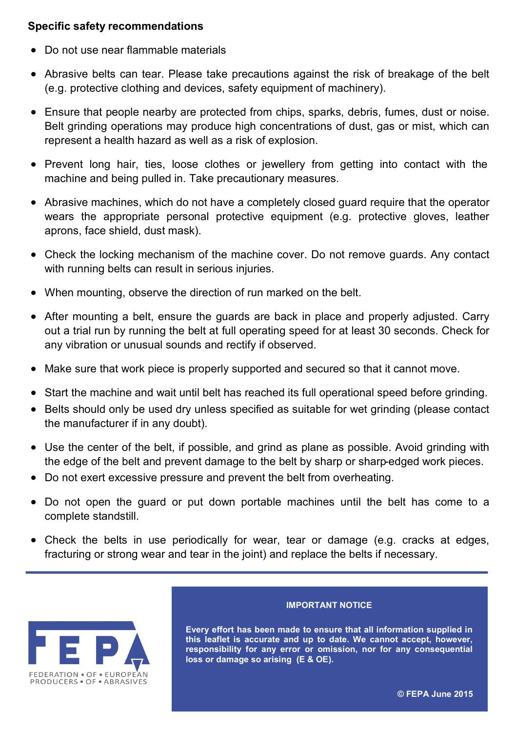### Specific safety recommendations

- Do not use near flammable materials
- Abrasive belts can tear. Please take precautions against the risk of breakage of the belt (e.g. protective clothing and devices, safety equipment of machinery).
- Ensure that people nearby are protected from chips, sparks, debris, fumes, dust or noise. Belt grinding operations may produce high concentrations of dust, gas or mist, which can represent a health hazard as well as a risk of explosion.
- Prevent long hair, ties, loose clothes or jewellery from getting into contact with the machine and being pulled in. Take precautionary measures.
- Abrasive machines, which do not have a completely closed guard require that the operator wears the appropriate personal protective equipment (e.g. protective gloves, leather aprons, face shield, dust mask).
- Check the locking mechanism of the machine cover. Do not remove guards. Any contact with running belts can result in serious injuries.
- When mounting, observe the direction of run marked on the belt.
- After mounting a belt, ensure the guards are back in place and properly adjusted. Carry out a trial run by running the belt at full operating speed for at least 30 seconds. Check for any vibration or unusual sounds and rectify if observed.
- Make sure that work piece is properly supported and secured so that it cannot move.
- Start the machine and wait until belt has reached its full operational speed before grinding.
- Belts should only be used dry unless specified as suitable for wet grinding (please contact the manufacturer if in any doubt).
- Use the center of the belt, if possible, and grind as plane as possible. Avoid grinding with the edge of the belt and prevent damage to the belt by sharp or sharp-edged work pieces.
- Do not exert excessive pressure and prevent the belt from overheating.
- Do not open the guard or put down portable machines until the belt has come to a complete standstill.
- Check the belts in use periodically for wear, tear or damage (e.g. cracks at edges, fracturing or strong wear and tear in the joint) and replace the belts if necessary.

---

FEPA

FEDERATION • OF • EUROPEAN PRODUCERS • OF • ABRASIVES

**IMPORTANT NOTICE**

**Every effort has been made to ensure that all information supplied in this leaflet is accurate and up to date. We cannot accept, however, responsibility for any error or omission, nor for any consequential loss or damage so arising (E & OE).**

**© FEPA June 2015**